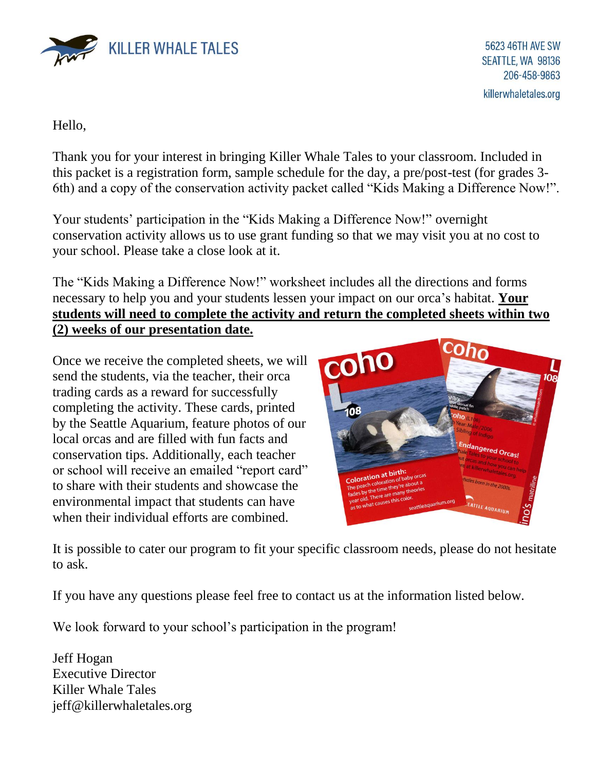KILLER WHALE TALES

5623 46TH AVE SW
SEATTLE, WA 98136
206-458-9863
killerwhaletales.org

Hello,

Thank you for your interest in bringing Killer Whale Tales to your classroom. Included in this packet is a registration form, sample schedule for the day, a pre/post-test (for grades 3-6th) and a copy of the conservation activity packet called "Kids Making a Difference Now!".

Your students' participation in the "Kids Making a Difference Now!" overnight conservation activity allows us to use grant funding so that we may visit you at no cost to your school. Please take a close look at it.

The "Kids Making a Difference Now!" worksheet includes all the directions and forms necessary to help you and your students lessen your impact on our orca's habitat. **Your students will need to complete the activity and return the completed sheets within two (2) weeks of our presentation date.**

Once we receive the completed sheets, we will send the students, via the teacher, their orca trading cards as a reward for successfully completing the activity. These cards, printed by the Seattle Aquarium, feature photos of our local orcas and are filled with fun facts and conservation tips. Additionally, each teacher or school will receive an emailed "report card" to share with their students and showcase the environmental impact that students can have when their individual efforts are combined.

It is possible to cater our program to fit your specific classroom needs, please do not hesitate to ask.

If you have any questions please feel free to contact us at the information listed below.

We look forward to your school's participation in the program!

Jeff Hogan
Executive Director
Killer Whale Tales
jeff@killerwhaletales.org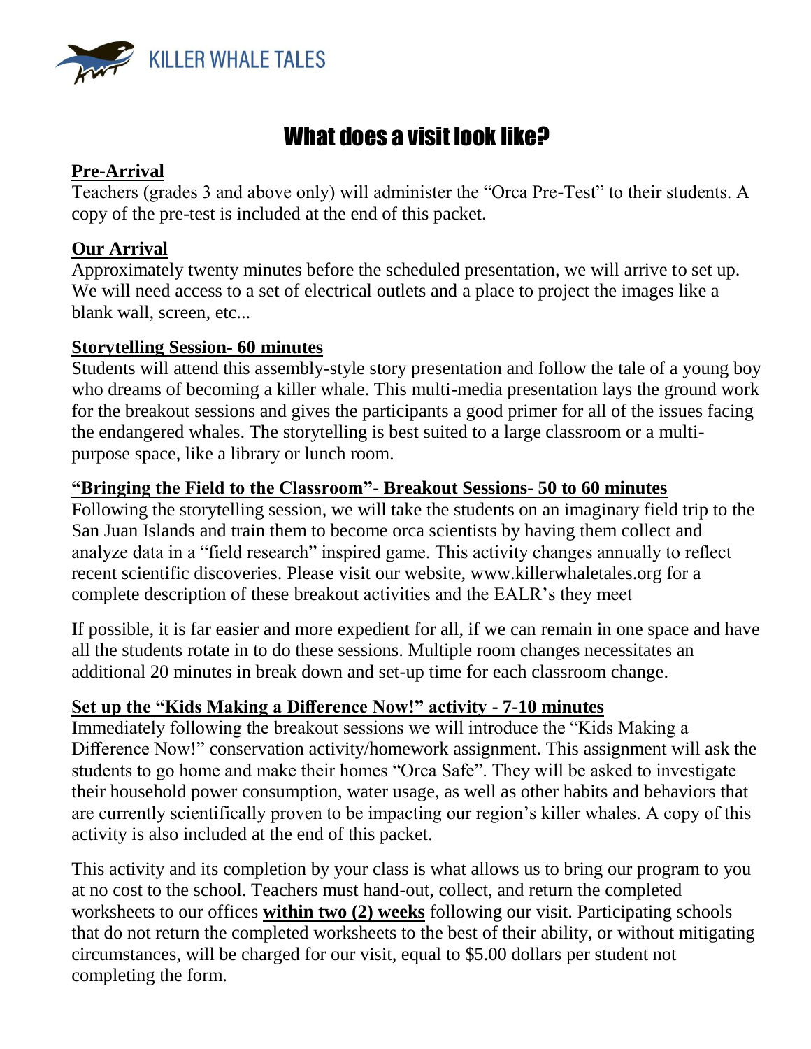KILLER WHALE TALES

# What does a visit look like?

**Pre-Arrival**

Teachers (grades 3 and above only) will administer the "Orca Pre-Test" to their students. A copy of the pre-test is included at the end of this packet.

**Our Arrival**

Approximately twenty minutes before the scheduled presentation, we will arrive to set up. We will need access to a set of electrical outlets and a place to project the images like a blank wall, screen, etc...

**Storytelling Session- 60 minutes**

Students will attend this assembly-style story presentation and follow the tale of a young boy who dreams of becoming a killer whale. This multi-media presentation lays the ground work for the breakout sessions and gives the participants a good primer for all of the issues facing the endangered whales. The storytelling is best suited to a large classroom or a multi-purpose space, like a library or lunch room.

**"Bringing the Field to the Classroom"- Breakout Sessions- 50 to 60 minutes**

Following the storytelling session, we will take the students on an imaginary field trip to the San Juan Islands and train them to become orca scientists by having them collect and analyze data in a "field research" inspired game. This activity changes annually to reflect recent scientific discoveries. Please visit our website, www.killerwhaletales.org for a complete description of these breakout activities and the EALR's they meet

If possible, it is far easier and more expedient for all, if we can remain in one space and have all the students rotate in to do these sessions. Multiple room changes necessitates an additional 20 minutes in break down and set-up time for each classroom change.

**Set up the "Kids Making a Difference Now!" activity - 7-10 minutes**

Immediately following the breakout sessions we will introduce the "Kids Making a Difference Now!" conservation activity/homework assignment. This assignment will ask the students to go home and make their homes "Orca Safe". They will be asked to investigate their household power consumption, water usage, as well as other habits and behaviors that are currently scientifically proven to be impacting our region's killer whales. A copy of this activity is also included at the end of this packet.

This activity and its completion by your class is what allows us to bring our program to you at no cost to the school. Teachers must hand-out, collect, and return the completed worksheets to our offices **within two (2) weeks** following our visit. Participating schools that do not return the completed worksheets to the best of their ability, or without mitigating circumstances, will be charged for our visit, equal to $5.00 dollars per student not completing the form.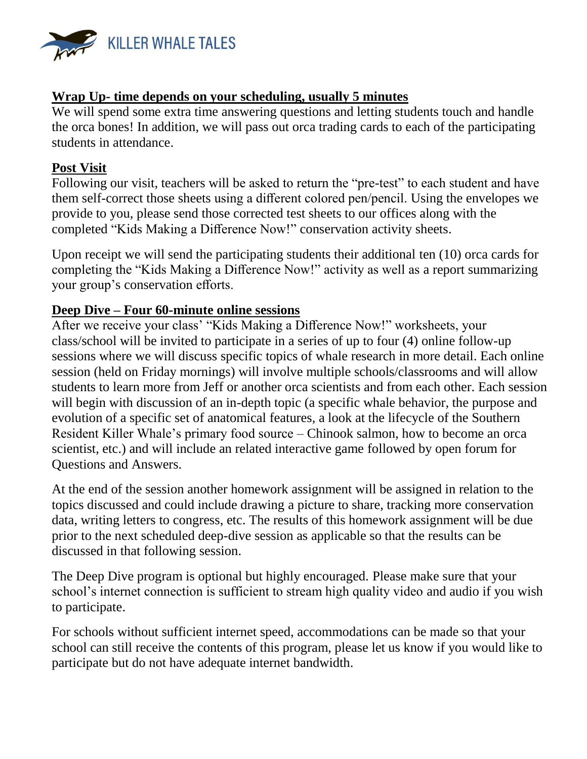## Wrap Up- time depends on your scheduling, usually 5 minutes

We will spend some extra time answering questions and letting students touch and handle the orca bones! In addition, we will pass out orca trading cards to each of the participating students in attendance.

## Post Visit

Following our visit, teachers will be asked to return the "pre-test" to each student and have them self-correct those sheets using a different colored pen/pencil. Using the envelopes we provide to you, please send those corrected test sheets to our offices along with the completed "Kids Making a Difference Now!" conservation activity sheets.

Upon receipt we will send the participating students their additional ten (10) orca cards for completing the "Kids Making a Difference Now!" activity as well as a report summarizing your group's conservation efforts.

## Deep Dive – Four 60-minute online sessions

After we receive your class' "Kids Making a Difference Now!" worksheets, your class/school will be invited to participate in a series of up to four (4) online follow-up sessions where we will discuss specific topics of whale research in more detail. Each online session (held on Friday mornings) will involve multiple schools/classrooms and will allow students to learn more from Jeff or another orca scientists and from each other. Each session will begin with discussion of an in-depth topic (a specific whale behavior, the purpose and evolution of a specific set of anatomical features, a look at the lifecycle of the Southern Resident Killer Whale's primary food source – Chinook salmon, how to become an orca scientist, etc.) and will include an related interactive game followed by open forum for Questions and Answers.

At the end of the session another homework assignment will be assigned in relation to the topics discussed and could include drawing a picture to share, tracking more conservation data, writing letters to congress, etc. The results of this homework assignment will be due prior to the next scheduled deep-dive session as applicable so that the results can be discussed in that following session.

The Deep Dive program is optional but highly encouraged. Please make sure that your school's internet connection is sufficient to stream high quality video and audio if you wish to participate.

For schools without sufficient internet speed, accommodations can be made so that your school can still receive the contents of this program, please let us know if you would like to participate but do not have adequate internet bandwidth.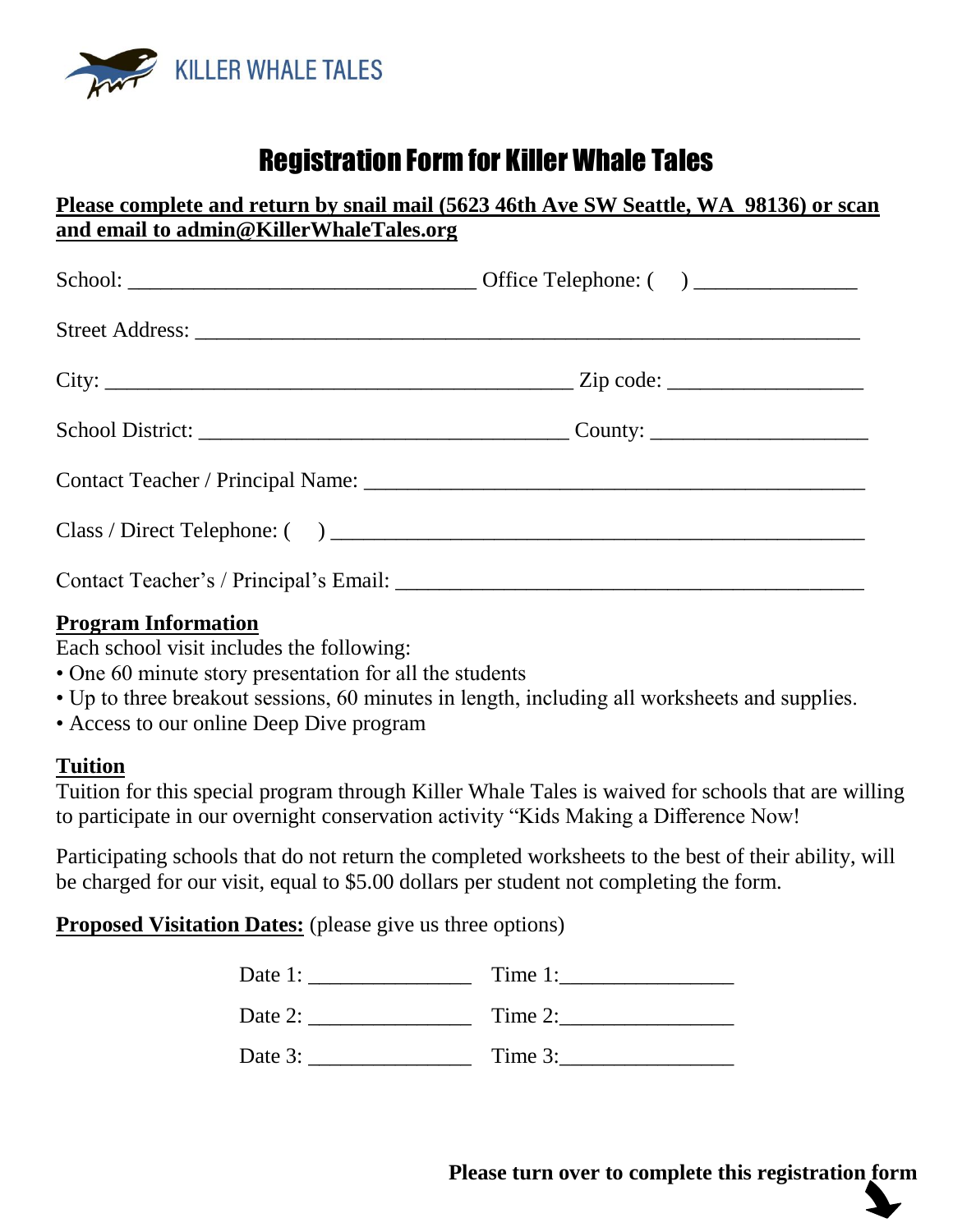KILLER WHALE TALES

# Registration Form for Killer Whale Tales

**Please complete and return by snail mail (5623 46th Ave SW Seattle, WA  98136) or scan and email to admin@KillerWhaleTales.org**

School: ________________________________ Office Telephone: (    ) _______________

Street Address: ______________________________________________________________

City: ___________________________________________ Zip code: __________________

School District: __________________________________ County: ____________________

Contact Teacher / Principal Name: _______________________________________________

Class / Direct Telephone: (    ) _________________________________________________

Contact Teacher's / Principal's Email: ____________________________________________

**Program Information**

Each school visit includes the following:

- One 60 minute story presentation for all the students
- Up to three breakout sessions, 60 minutes in length, including all worksheets and supplies.
- Access to our online Deep Dive program

**Tuition**

Tuition for this special program through Killer Whale Tales is waived for schools that are willing to participate in our overnight conservation activity "Kids Making a Difference Now!

Participating schools that do not return the completed worksheets to the best of their ability, will be charged for our visit, equal to $5.00 dollars per student not completing the form.

**Proposed Visitation Dates:** (please give us three options)

Date 1: _______________ Time 1:________________

Date 2: _______________ Time 2:________________

Date 3: _______________ Time 3:________________

**Please turn over to complete this registration form**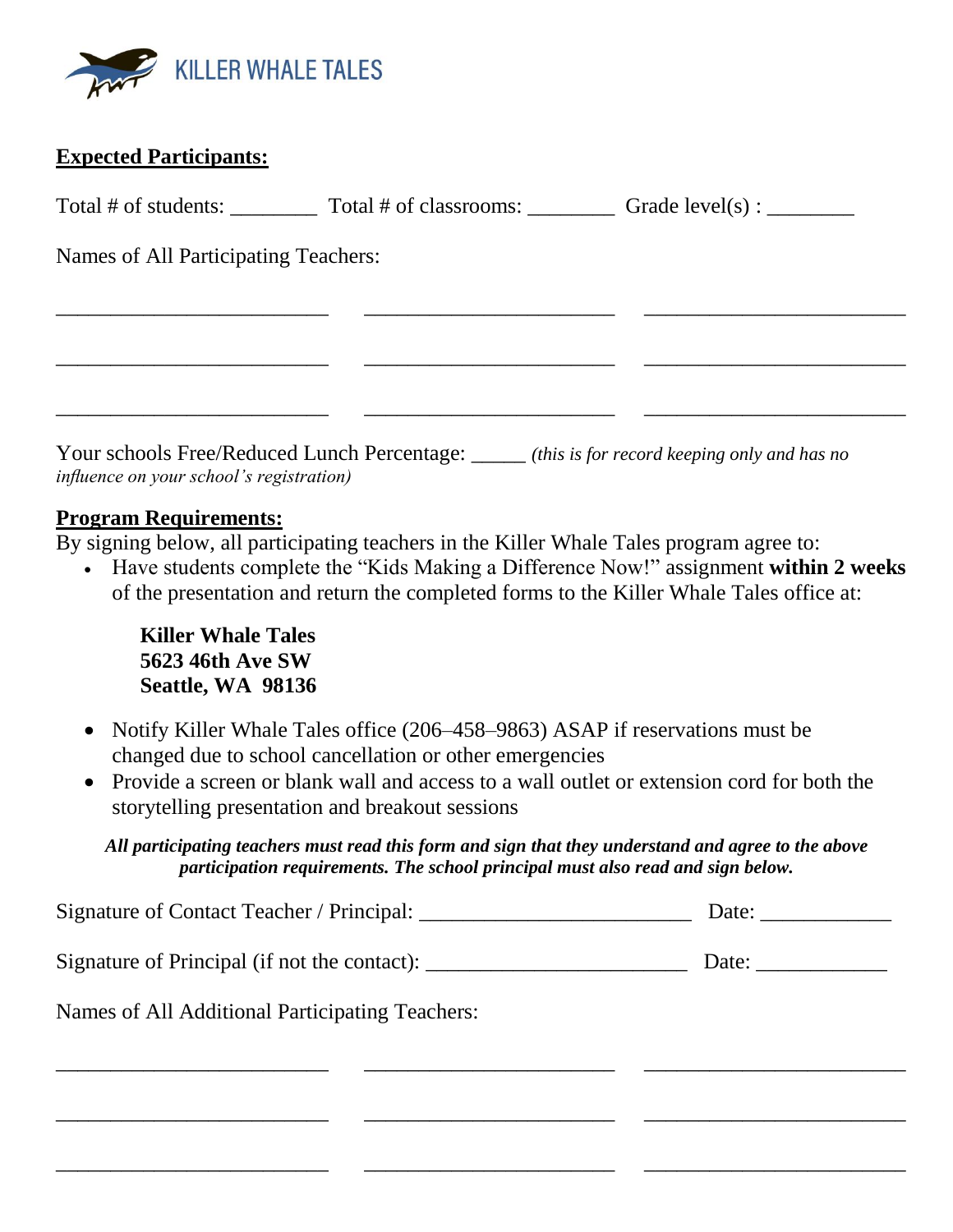KILLER WHALE TALES

**Expected Participants:**

Total # of students: ________ Total # of classrooms: ________ Grade level(s) : ________

Names of All Participating Teachers:

_________________________ _______________________ ________________________

_________________________ _______________________ ________________________

_________________________ _______________________ ________________________

Your schools Free/Reduced Lunch Percentage: _____ *(this is for record keeping only and has no influence on your school's registration)*

**Program Requirements:**

By signing below, all participating teachers in the Killer Whale Tales program agree to:

- Have students complete the "Kids Making a Difference Now!" assignment **within 2 weeks** of the presentation and return the completed forms to the Killer Whale Tales office at:

  **Killer Whale Tales**
  **5623 46th Ave SW**
  **Seattle, WA 98136**

- Notify Killer Whale Tales office (206–458–9863) ASAP if reservations must be changed due to school cancellation or other emergencies
- Provide a screen or blank wall and access to a wall outlet or extension cord for both the storytelling presentation and breakout sessions

***All participating teachers must read this form and sign that they understand and agree to the above participation requirements. The school principal must also read and sign below.***

Signature of Contact Teacher / Principal: _________________________ Date: ____________

Signature of Principal (if not the contact): ________________________ Date: ____________

Names of All Additional Participating Teachers:

_________________________ _______________________ ________________________

_________________________ _______________________ ________________________

_________________________ _______________________ ________________________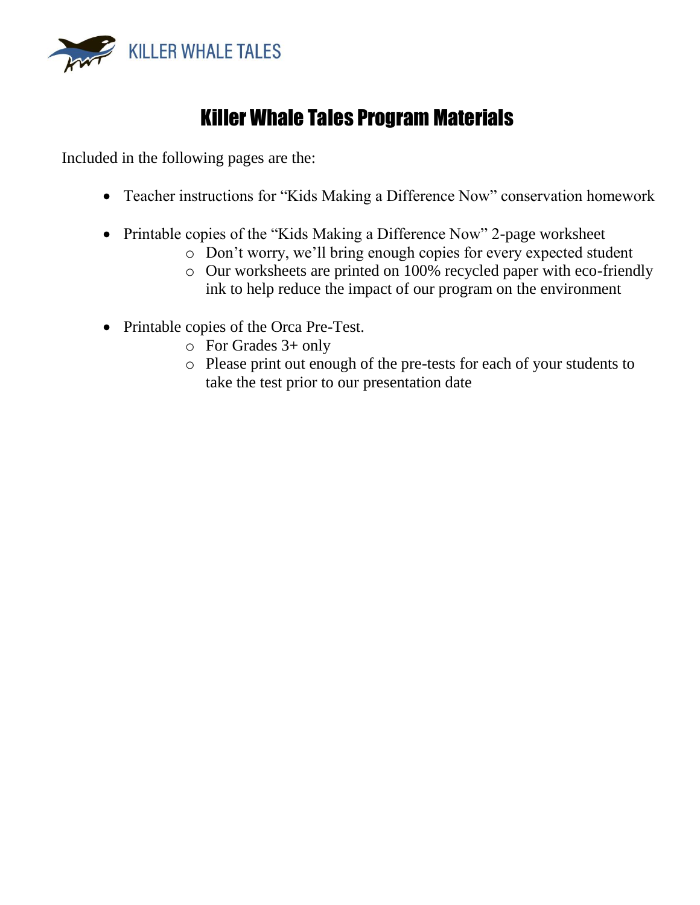KILLER WHALE TALES

# Killer Whale Tales Program Materials

Included in the following pages are the:

- Teacher instructions for "Kids Making a Difference Now" conservation homework

- Printable copies of the "Kids Making a Difference Now" 2-page worksheet
  - Don't worry, we'll bring enough copies for every expected student
  - Our worksheets are printed on 100% recycled paper with eco-friendly ink to help reduce the impact of our program on the environment

- Printable copies of the Orca Pre-Test.
  - For Grades 3+ only
  - Please print out enough of the pre-tests for each of your students to take the test prior to our presentation date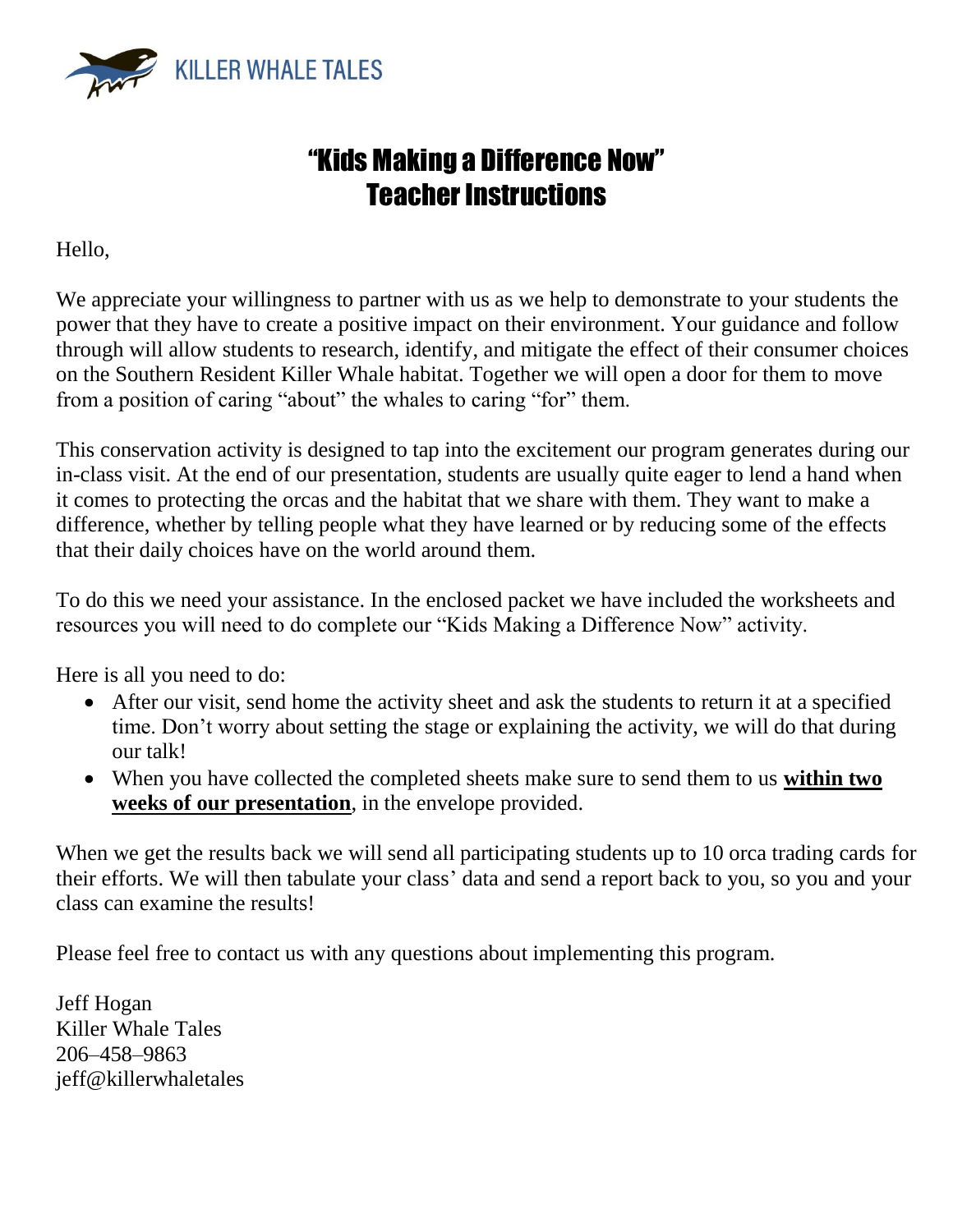KILLER WHALE TALES

# "Kids Making a Difference Now"
# Teacher Instructions

Hello,

We appreciate your willingness to partner with us as we help to demonstrate to your students the power that they have to create a positive impact on their environment. Your guidance and follow through will allow students to research, identify, and mitigate the effect of their consumer choices on the Southern Resident Killer Whale habitat. Together we will open a door for them to move from a position of caring "about" the whales to caring "for" them.

This conservation activity is designed to tap into the excitement our program generates during our in-class visit. At the end of our presentation, students are usually quite eager to lend a hand when it comes to protecting the orcas and the habitat that we share with them. They want to make a difference, whether by telling people what they have learned or by reducing some of the effects that their daily choices have on the world around them.

To do this we need your assistance. In the enclosed packet we have included the worksheets and resources you will need to do complete our "Kids Making a Difference Now" activity.

Here is all you need to do:

- After our visit, send home the activity sheet and ask the students to return it at a specified time. Don't worry about setting the stage or explaining the activity, we will do that during our talk!
- When you have collected the completed sheets make sure to send them to us <u>**within two weeks of our presentation**</u>, in the envelope provided.

When we get the results back we will send all participating students up to 10 orca trading cards for their efforts. We will then tabulate your class' data and send a report back to you, so you and your class can examine the results!

Please feel free to contact us with any questions about implementing this program.

Jeff Hogan
Killer Whale Tales
206–458–9863
jeff@killerwhaletales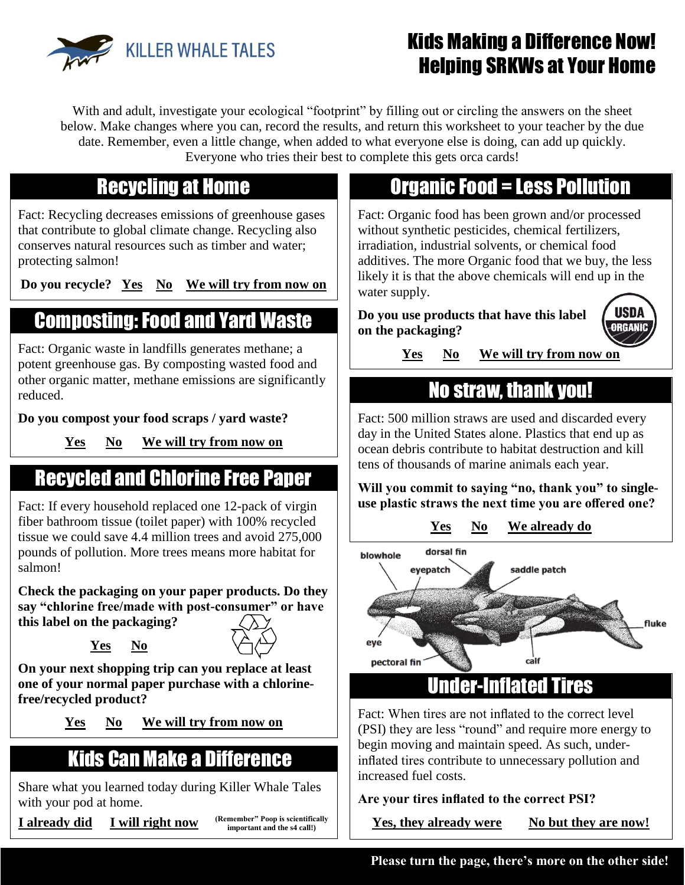KILLER WHALE TALES

# Kids Making a Difference Now! Helping SRKWs at Your Home

With and adult, investigate your ecological "footprint" by filling out or circling the answers on the sheet below. Make changes where you can, record the results, and return this worksheet to your teacher by the due date. Remember, even a little change, when added to what everyone else is doing, can add up quickly. Everyone who tries their best to complete this gets orca cards!

## Recycling at Home

Fact: Recycling decreases emissions of greenhouse gases that contribute to global climate change. Recycling also conserves natural resources such as timber and water; protecting salmon!

**Do you recycle?** **Yes** **No** **We will try from now on**

## Composting: Food and Yard Waste

Fact: Organic waste in landfills generates methane; a potent greenhouse gas. By composting wasted food and other organic matter, methane emissions are significantly reduced.

**Do you compost your food scraps / yard waste?**

**Yes** **No** **We will try from now on**

## Recycled and Chlorine Free Paper

Fact: If every household replaced one 12-pack of virgin fiber bathroom tissue (toilet paper) with 100% recycled tissue we could save 4.4 million trees and avoid 275,000 pounds of pollution. More trees means more habitat for salmon!

**Check the packaging on your paper products. Do they say "chlorine free/made with post-consumer" or have this label on the packaging?**

**Yes** **No**

**On your next shopping trip can you replace at least one of your normal paper purchase with a chlorine-free/recycled product?**

**Yes** **No** **We will try from now on**

## Kids Can Make a Difference

Share what you learned today during Killer Whale Tales with your pod at home.

**I already did** **I will right now** **(Remember" Poop is scientifically important and the s4 call!)**

## Organic Food = Less Pollution

Fact: Organic food has been grown and/or processed without synthetic pesticides, chemical fertilizers, irradiation, industrial solvents, or chemical food additives. The more Organic food that we buy, the less likely it is that the above chemicals will end up in the water supply.

**Do you use products that have this label on the packaging?**

USDA ORGANIC

**Yes** **No** **We will try from now on**

## No straw, thank you!

Fact: 500 million straws are used and discarded every day in the United States alone. Plastics that end up as ocean debris contribute to habitat destruction and kill tens of thousands of marine animals each year.

**Will you commit to saying "no, thank you" to single-use plastic straws the next time you are offered one?**

**Yes** **No** **We already do**

blowhole, dorsal fin, eyepatch, saddle patch, fluke, eye, pectoral fin, calf

## Under-Inflated Tires

Fact: When tires are not inflated to the correct level (PSI) they are less "round" and require more energy to begin moving and maintain speed. As such, under-inflated tires contribute to unnecessary pollution and increased fuel costs.

**Are your tires inflated to the correct PSI?**

**Yes, they already were** **No but they are now!**

**Please turn the page, there's more on the other side!**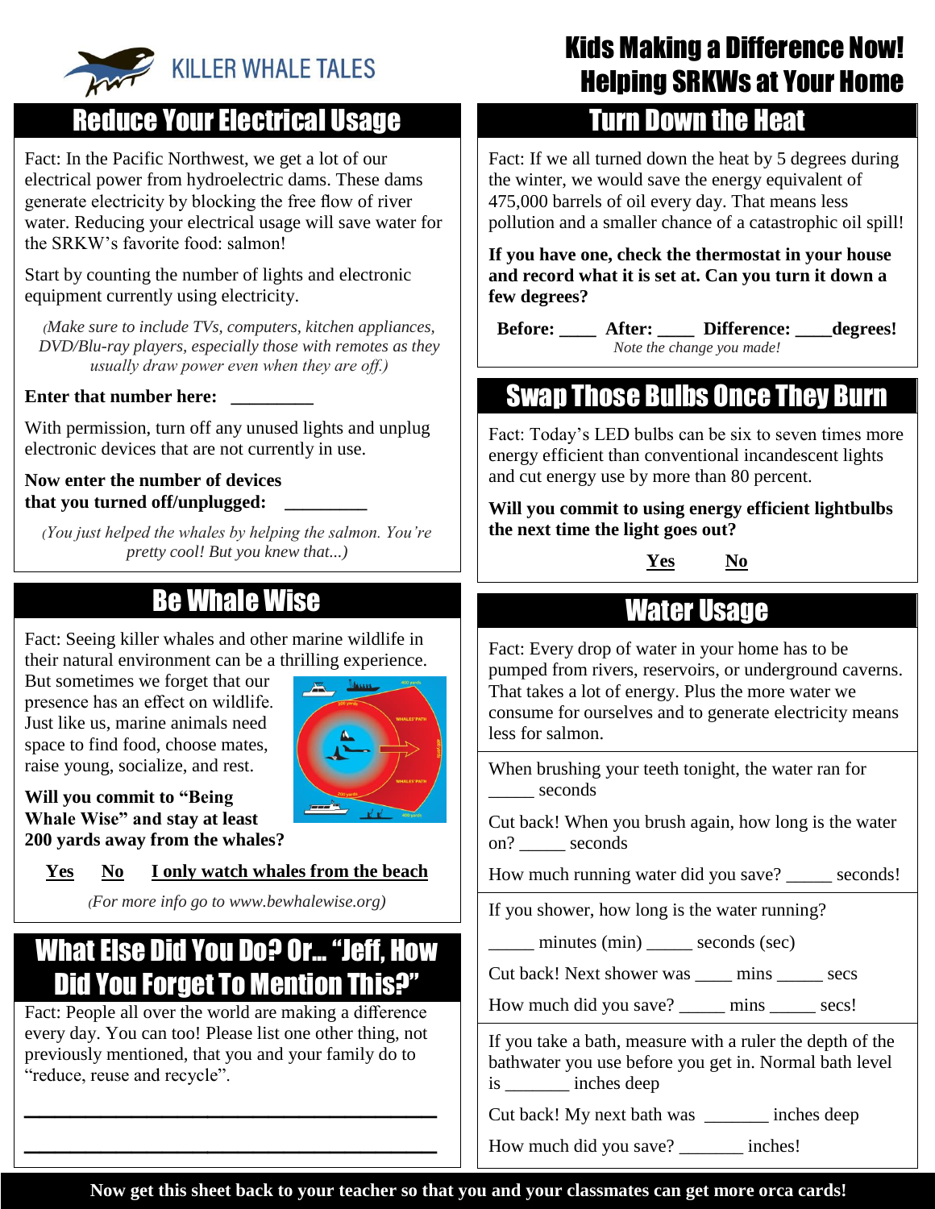KILLER WHALE TALES

# Kids Making a Difference Now! Helping SRKWs at Your Home

## Reduce Your Electrical Usage

Fact: In the Pacific Northwest, we get a lot of our electrical power from hydroelectric dams. These dams generate electricity by blocking the free flow of river water. Reducing your electrical usage will save water for the SRKW's favorite food: salmon!

Start by counting the number of lights and electronic equipment currently using electricity.

*(Make sure to include TVs, computers, kitchen appliances, DVD/Blu-ray players, especially those with remotes as they usually draw power even when they are off.)*

**Enter that number here:** _________

With permission, turn off any unused lights and unplug electronic devices that are not currently in use.

**Now enter the number of devices that you turned off/unplugged:** _________

*(You just helped the whales by helping the salmon. You're pretty cool! But you knew that...)*

## Be Whale Wise

Fact: Seeing killer whales and other marine wildlife in their natural environment can be a thrilling experience. But sometimes we forget that our presence has an effect on wildlife. Just like us, marine animals need space to find food, choose mates, raise young, socialize, and rest.

**Will you commit to "Being Whale Wise" and stay at least 200 yards away from the whales?**

**Yes** **No** **I only watch whales from the beach**

*(For more info go to www.bewhalewise.org)*

## What Else Did You Do? Or... "Jeff, How Did You Forget To Mention This?"

Fact: People all over the world are making a difference every day. You can too! Please list one other thing, not previously mentioned, that you and your family do to "reduce, reuse and recycle".

_________________________________________

_________________________________________

## Turn Down the Heat

Fact: If we all turned down the heat by 5 degrees during the winter, we would save the energy equivalent of 475,000 barrels of oil every day. That means less pollution and a smaller chance of a catastrophic oil spill!

**If you have one, check the thermostat in your house and record what it is set at. Can you turn it down a few degrees?**

**Before:** ____ **After:** ____ **Difference:** ____**degrees!**

*Note the change you made!*

## Swap Those Bulbs Once They Burn

Fact: Today's LED bulbs can be six to seven times more energy efficient than conventional incandescent lights and cut energy use by more than 80 percent.

**Will you commit to using energy efficient lightbulbs the next time the light goes out?**

**Yes** **No**

## Water Usage

Fact: Every drop of water in your home has to be pumped from rivers, reservoirs, or underground caverns. That takes a lot of energy. Plus the more water we consume for ourselves and to generate electricity means less for salmon.

When brushing your teeth tonight, the water ran for _____ seconds

Cut back! When you brush again, how long is the water on? _____ seconds

How much running water did you save? _____ seconds!

If you shower, how long is the water running?

_____ minutes (min) _____ seconds (sec)

Cut back! Next shower was ____ mins _____ secs

How much did you save? _____ mins _____ secs!

If you take a bath, measure with a ruler the depth of the bathwater you use before you get in. Normal bath level is _______ inches deep

Cut back! My next bath was _______ inches deep

How much did you save? _______ inches!

**Now get this sheet back to your teacher so that you and your classmates can get more orca cards!**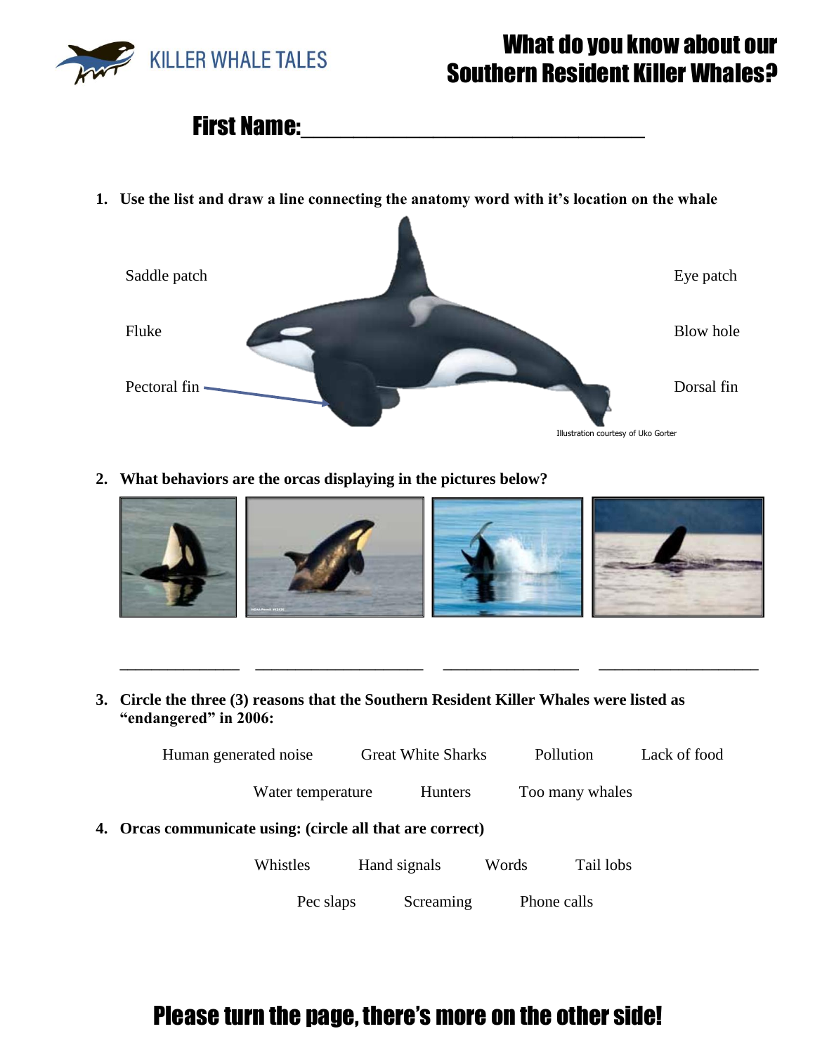KILLER WHALE TALES

# What do you know about our Southern Resident Killer Whales?

## First Name:______________________________

1. **Use the list and draw a line connecting the anatomy word with it's location on the whale**

Saddle patch

Fluke

Pectoral fin

Eye patch

Blow hole

Dorsal fin

Illustration courtesy of Uko Gorter

2. **What behaviors are the orcas displaying in the pictures below?**

______________ ____________________ ________________ ___________________

3. **Circle the three (3) reasons that the Southern Resident Killer Whales were listed as "endangered" in 2006:**

Human generated noise     Great White Sharks     Pollution     Lack of food

Water temperature     Hunters     Too many whales

4. **Orcas communicate using: (circle all that are correct)**

Whistles     Hand signals     Words     Tail lobs

Pec slaps     Screaming     Phone calls

## Please turn the page, there's more on the other side!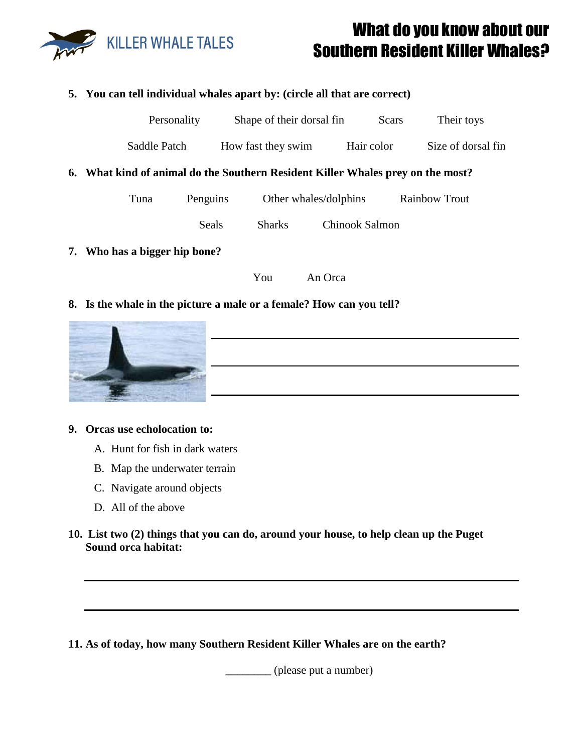# What do you know about our Southern Resident Killer Whales?

KILLER WHALE TALES

**5. You can tell individual whales apart by: (circle all that are correct)**

Personality    Shape of their dorsal fin    Scars    Their toys

Saddle Patch    How fast they swim    Hair color    Size of dorsal fin

**6. What kind of animal do the Southern Resident Killer Whales prey on the most?**

Tuna    Penguins    Other whales/dolphins    Rainbow Trout

Seals    Sharks    Chinook Salmon

**7. Who has a bigger hip bone?**

You    An Orca

**8. Is the whale in the picture a male or a female? How can you tell?**

______________________________________________

______________________________________________

______________________________________________

**9. Orcas use echolocation to:**

A. Hunt for fish in dark waters
B. Map the underwater terrain
C. Navigate around objects
D. All of the above

**10. List two (2) things that you can do, around your house, to help clean up the Puget Sound orca habitat:**

______________________________________________

______________________________________________

**11. As of today, how many Southern Resident Killer Whales are on the earth?**

________ (please put a number)